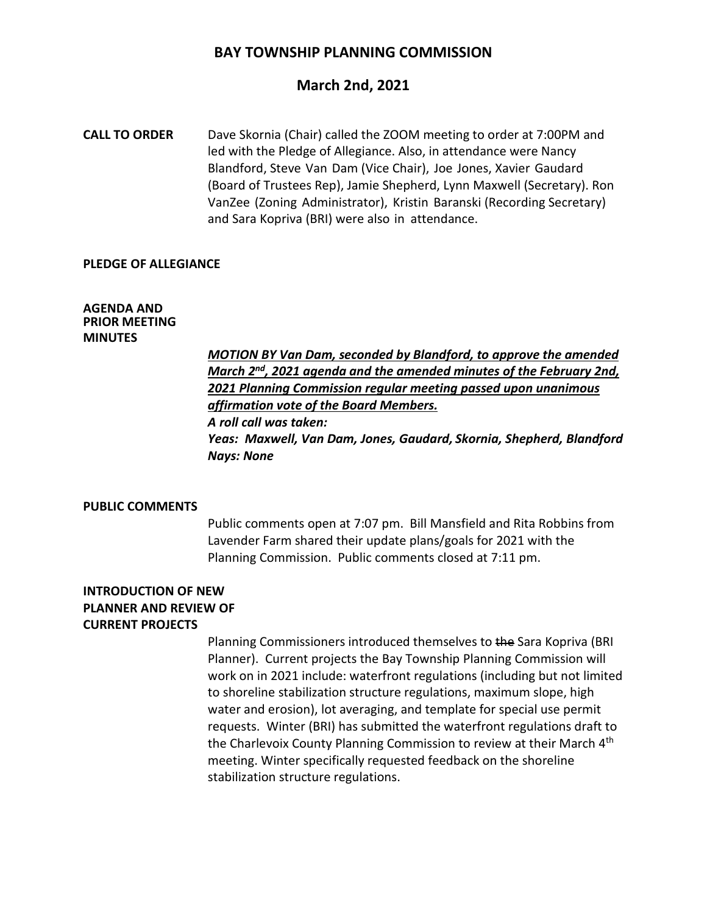# BAY TOWNSHIP PLANNING COMMISSION

## March 2nd, 2021

**CALL TO ORDER**

Dave Skornia (Chair) called the ZOOM meeting to order at 7:00PM and led with the Pledge of Allegiance. Also, in attendance were Nancy Blandford, Steve Van Dam (Vice Chair), Joe Jones, Xavier Gaudard (Board of Trustees Rep), Jamie Shepherd, Lynn Maxwell (Secretary). Ron VanZee (Zoning Administrator), Kristin Baranski (Recording Secretary) and Sara Kopriva (BRI) were also in attendance.

**PLEDGE OF ALLEGIANCE**

**AGENDA AND PRIOR MEETING MINUTES**

***MOTION BY Van Dam, seconded by Blandford, to approve the amended March 2nd, 2021 agenda and the amended minutes of the February 2nd, 2021 Planning Commission regular meeting passed upon unanimous affirmation vote of the Board Members.***
***A roll call was taken:***
***Yeas: Maxwell, Van Dam, Jones, Gaudard, Skornia, Shepherd, Blandford***
***Nays: None***

**PUBLIC COMMENTS**

Public comments open at 7:07 pm. Bill Mansfield and Rita Robbins from Lavender Farm shared their update plans/goals for 2021 with the Planning Commission. Public comments closed at 7:11 pm.

**INTRODUCTION OF NEW PLANNER AND REVIEW OF CURRENT PROJECTS**

Planning Commissioners introduced themselves to ~~the~~ Sara Kopriva (BRI Planner). Current projects the Bay Township Planning Commission will work on in 2021 include: waterfront regulations (including but not limited to shoreline stabilization structure regulations, maximum slope, high water and erosion), lot averaging, and template for special use permit requests. Winter (BRI) has submitted the waterfront regulations draft to the Charlevoix County Planning Commission to review at their March 4th meeting. Winter specifically requested feedback on the shoreline stabilization structure regulations.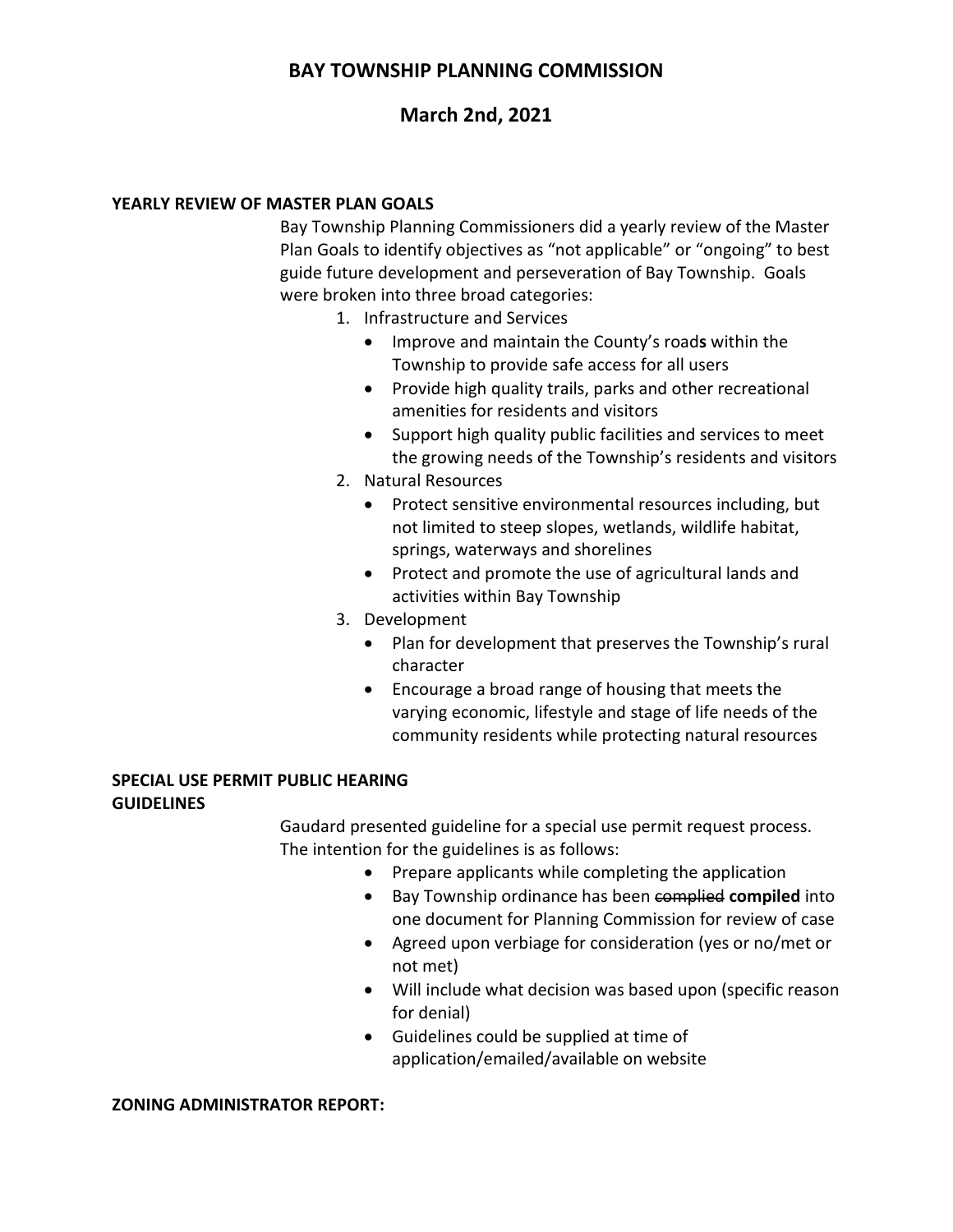# BAY TOWNSHIP PLANNING COMMISSION

## March 2nd, 2021

**YEARLY REVIEW OF MASTER PLAN GOALS**

Bay Township Planning Commissioners did a yearly review of the Master Plan Goals to identify objectives as "not applicable" or "ongoing" to best guide future development and perseveration of Bay Township. Goals were broken into three broad categories:

1. Infrastructure and Services
   - Improve and maintain the County's road**s** within the Township to provide safe access for all users
   - Provide high quality trails, parks and other recreational amenities for residents and visitors
   - Support high quality public facilities and services to meet the growing needs of the Township's residents and visitors
2. Natural Resources
   - Protect sensitive environmental resources including, but not limited to steep slopes, wetlands, wildlife habitat, springs, waterways and shorelines
   - Protect and promote the use of agricultural lands and activities within Bay Township
3. Development
   - Plan for development that preserves the Township's rural character
   - Encourage a broad range of housing that meets the varying economic, lifestyle and stage of life needs of the community residents while protecting natural resources

**SPECIAL USE PERMIT PUBLIC HEARING GUIDELINES**

Gaudard presented guideline for a special use permit request process. The intention for the guidelines is as follows:

- Prepare applicants while completing the application
- Bay Township ordinance has been ~~complied~~ **compiled** into one document for Planning Commission for review of case
- Agreed upon verbiage for consideration (yes or no/met or not met)
- Will include what decision was based upon (specific reason for denial)
- Guidelines could be supplied at time of application/emailed/available on website

**ZONING ADMINISTRATOR REPORT:**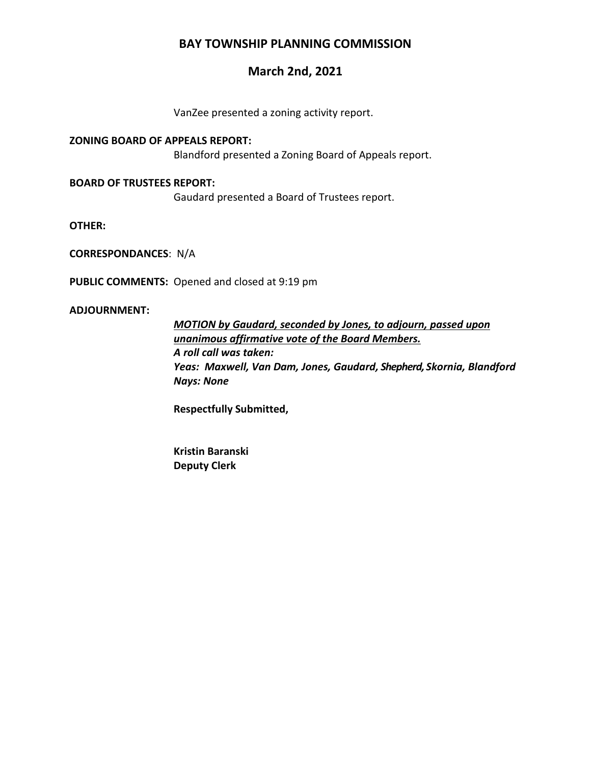VanZee presented a zoning activity report.

**ZONING BOARD OF APPEALS REPORT:**

Blandford presented a Zoning Board of Appeals report.

**BOARD OF TRUSTEES REPORT:**

Gaudard presented a Board of Trustees report.

**OTHER:**

**CORRESPONDANCES**: N/A

**PUBLIC COMMENTS:** Opened and closed at 9:19 pm

**ADJOURNMENT:**

***MOTION by Gaudard, seconded by Jones, to adjourn, passed upon unanimous affirmative vote of the Board Members.***
***A roll call was taken:***
***Yeas: Maxwell, Van Dam, Jones, Gaudard, Shepherd, Skornia, Blandford***
***Nays: None***

**Respectfully Submitted,**

**Kristin Baranski**
**Deputy Clerk**